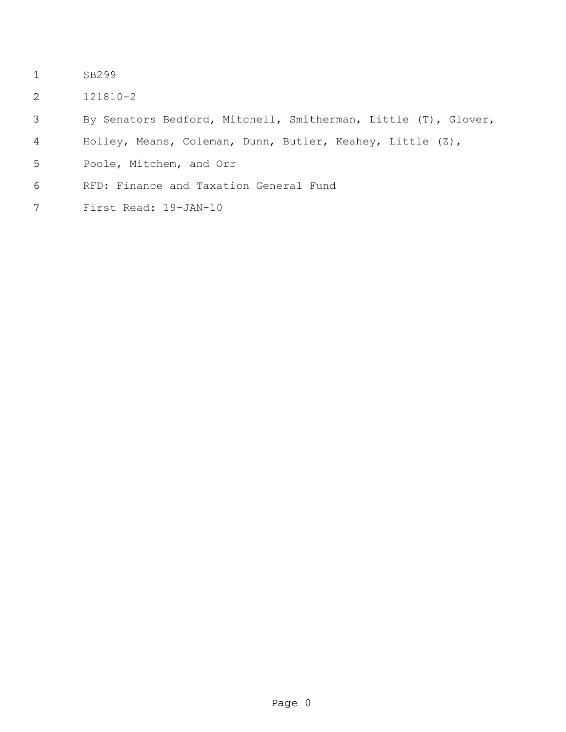SB299

121810-2

By Senators Bedford, Mitchell, Smitherman, Little (T), Glover, Holley, Means, Coleman, Dunn, Butler, Keahey, Little (Z), Poole, Mitchem, and Orr

RFD: Finance and Taxation General Fund

First Read: 19-JAN-10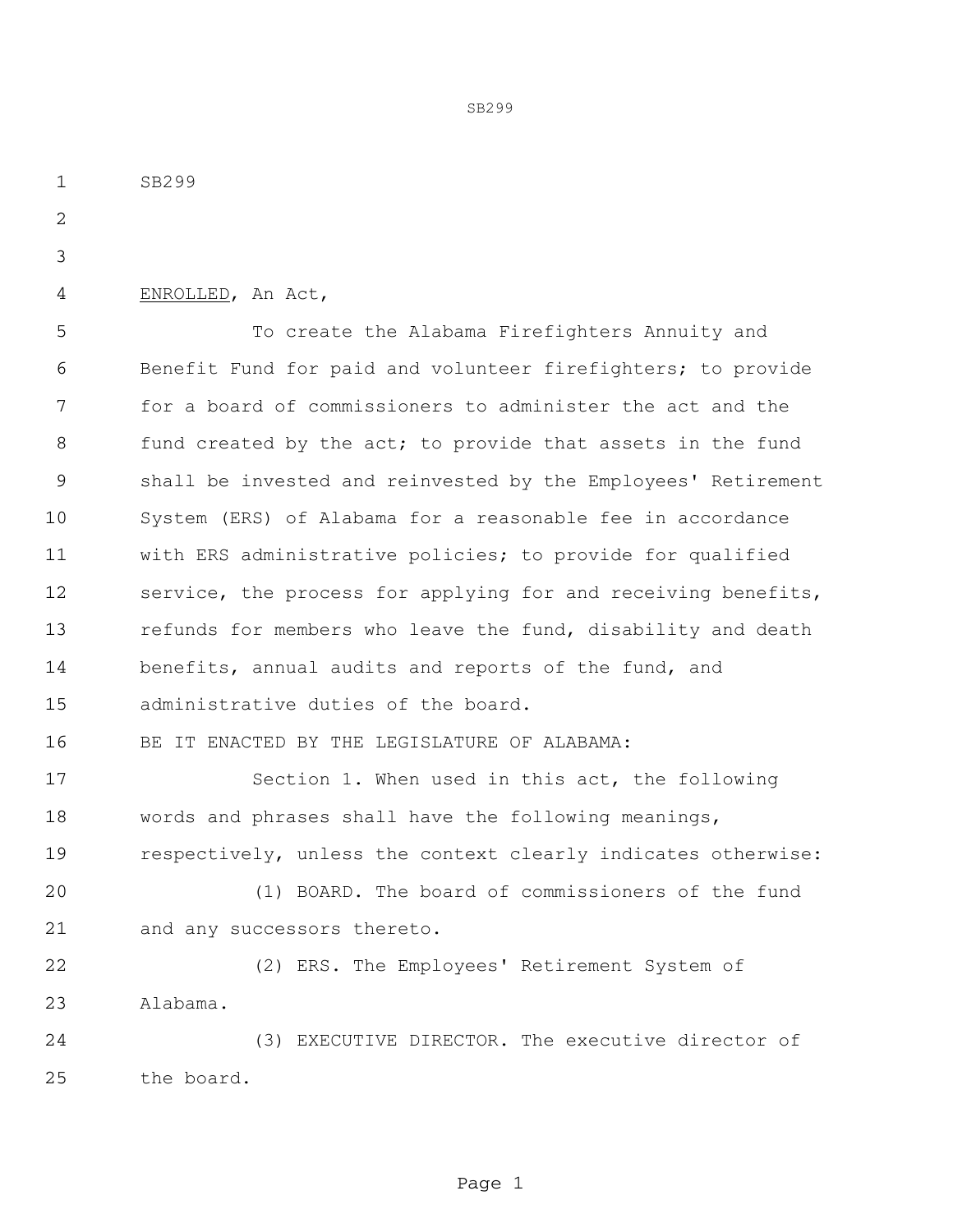SB299

ENROLLED, An Act,

To create the Alabama Firefighters Annuity and Benefit Fund for paid and volunteer firefighters; to provide for a board of commissioners to administer the act and the fund created by the act; to provide that assets in the fund shall be invested and reinvested by the Employees' Retirement System (ERS) of Alabama for a reasonable fee in accordance with ERS administrative policies; to provide for qualified service, the process for applying for and receiving benefits, refunds for members who leave the fund, disability and death benefits, annual audits and reports of the fund, and administrative duties of the board.

BE IT ENACTED BY THE LEGISLATURE OF ALABAMA:

Section 1. When used in this act, the following words and phrases shall have the following meanings, respectively, unless the context clearly indicates otherwise:

(1) BOARD. The board of commissioners of the fund and any successors thereto.

(2) ERS. The Employees' Retirement System of Alabama.

(3) EXECUTIVE DIRECTOR. The executive director of the board.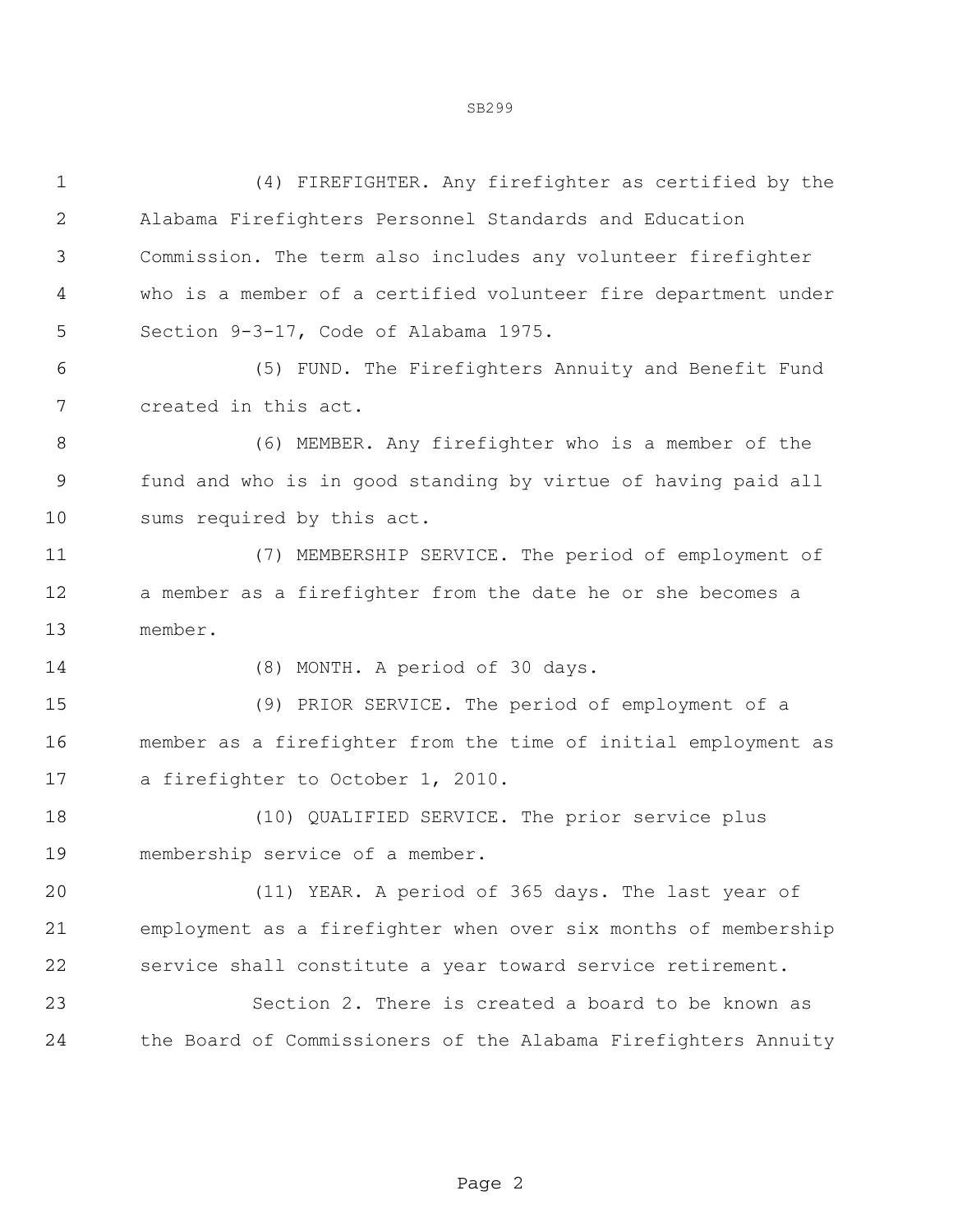(4) FIREFIGHTER. Any firefighter as certified by the Alabama Firefighters Personnel Standards and Education Commission. The term also includes any volunteer firefighter who is a member of a certified volunteer fire department under Section 9-3-17, Code of Alabama 1975.

(5) FUND. The Firefighters Annuity and Benefit Fund created in this act.

(6) MEMBER. Any firefighter who is a member of the fund and who is in good standing by virtue of having paid all sums required by this act.

(7) MEMBERSHIP SERVICE. The period of employment of a member as a firefighter from the date he or she becomes a member.

(8) MONTH. A period of 30 days.

(9) PRIOR SERVICE. The period of employment of a member as a firefighter from the time of initial employment as a firefighter to October 1, 2010.

(10) QUALIFIED SERVICE. The prior service plus membership service of a member.

(11) YEAR. A period of 365 days. The last year of employment as a firefighter when over six months of membership service shall constitute a year toward service retirement.

Section 2. There is created a board to be known as the Board of Commissioners of the Alabama Firefighters Annuity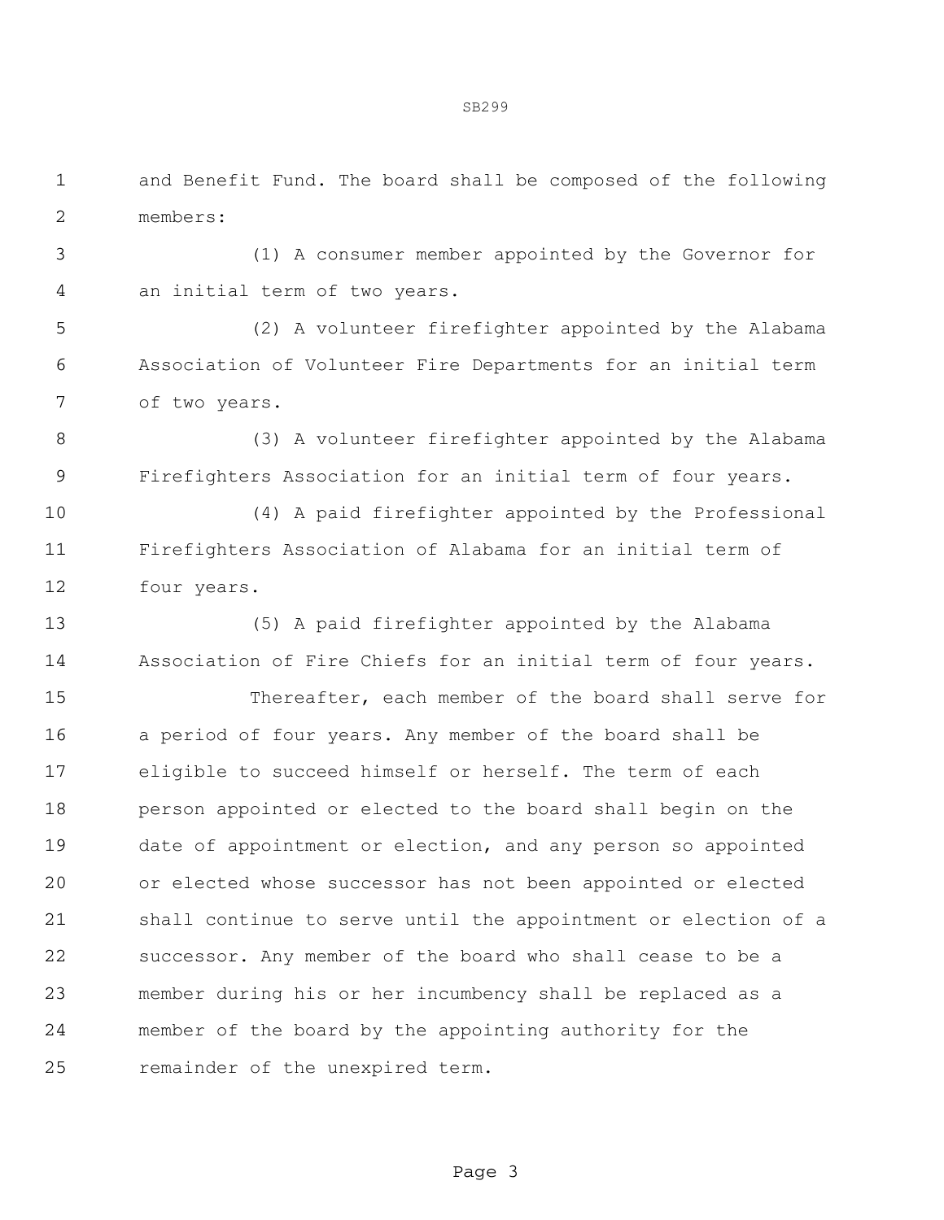and Benefit Fund. The board shall be composed of the following members:

(1) A consumer member appointed by the Governor for an initial term of two years.

(2) A volunteer firefighter appointed by the Alabama Association of Volunteer Fire Departments for an initial term of two years.

(3) A volunteer firefighter appointed by the Alabama Firefighters Association for an initial term of four years.

(4) A paid firefighter appointed by the Professional Firefighters Association of Alabama for an initial term of four years.

(5) A paid firefighter appointed by the Alabama Association of Fire Chiefs for an initial term of four years.

Thereafter, each member of the board shall serve for a period of four years. Any member of the board shall be eligible to succeed himself or herself. The term of each person appointed or elected to the board shall begin on the date of appointment or election, and any person so appointed or elected whose successor has not been appointed or elected shall continue to serve until the appointment or election of a successor. Any member of the board who shall cease to be a member during his or her incumbency shall be replaced as a member of the board by the appointing authority for the remainder of the unexpired term.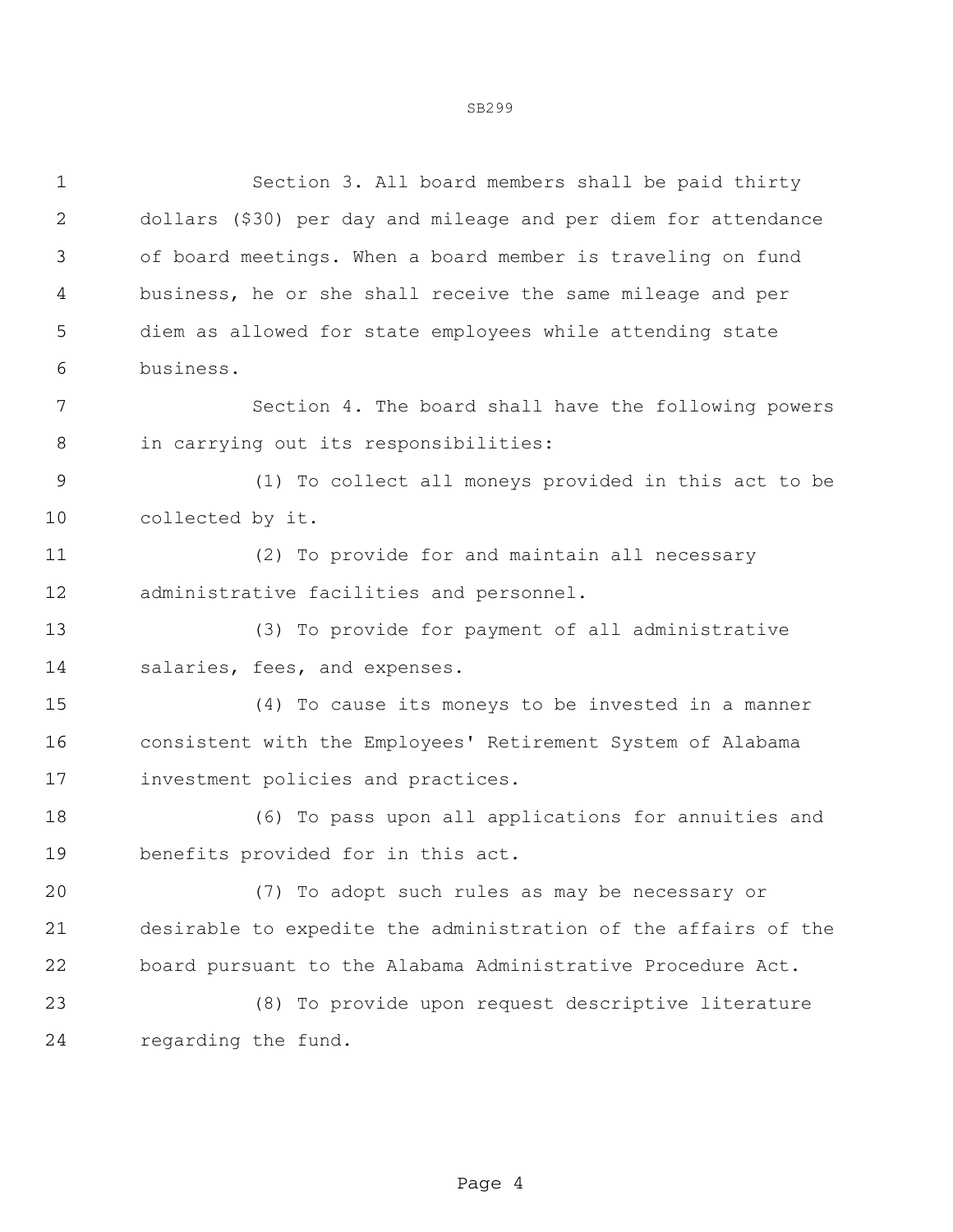Section 3. All board members shall be paid thirty dollars ($30) per day and mileage and per diem for attendance of board meetings. When a board member is traveling on fund business, he or she shall receive the same mileage and per diem as allowed for state employees while attending state business.

Section 4. The board shall have the following powers in carrying out its responsibilities:

(1) To collect all moneys provided in this act to be collected by it.

(2) To provide for and maintain all necessary administrative facilities and personnel.

(3) To provide for payment of all administrative salaries, fees, and expenses.

(4) To cause its moneys to be invested in a manner consistent with the Employees' Retirement System of Alabama investment policies and practices.

(6) To pass upon all applications for annuities and benefits provided for in this act.

(7) To adopt such rules as may be necessary or desirable to expedite the administration of the affairs of the board pursuant to the Alabama Administrative Procedure Act.

(8) To provide upon request descriptive literature regarding the fund.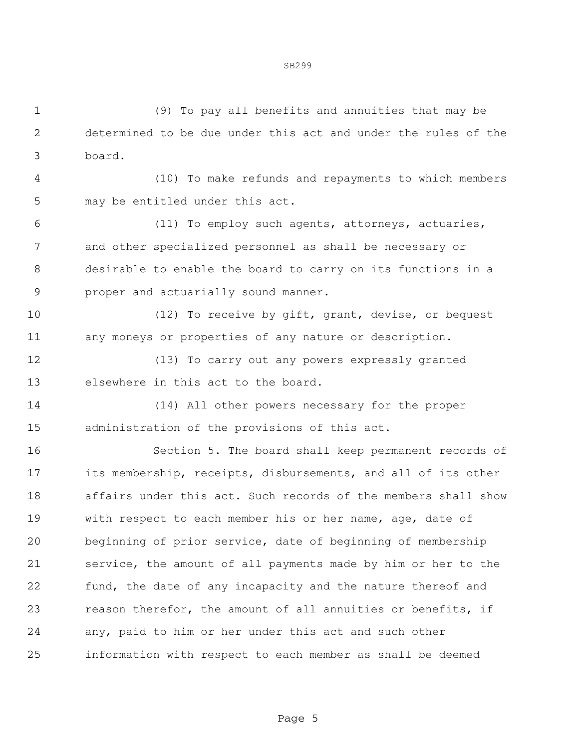(9) To pay all benefits and annuities that may be determined to be due under this act and under the rules of the board.

(10) To make refunds and repayments to which members may be entitled under this act.

(11) To employ such agents, attorneys, actuaries, and other specialized personnel as shall be necessary or desirable to enable the board to carry on its functions in a proper and actuarially sound manner.

(12) To receive by gift, grant, devise, or bequest any moneys or properties of any nature or description.

(13) To carry out any powers expressly granted elsewhere in this act to the board.

(14) All other powers necessary for the proper administration of the provisions of this act.

Section 5. The board shall keep permanent records of its membership, receipts, disbursements, and all of its other affairs under this act. Such records of the members shall show with respect to each member his or her name, age, date of beginning of prior service, date of beginning of membership service, the amount of all payments made by him or her to the fund, the date of any incapacity and the nature thereof and reason therefor, the amount of all annuities or benefits, if any, paid to him or her under this act and such other information with respect to each member as shall be deemed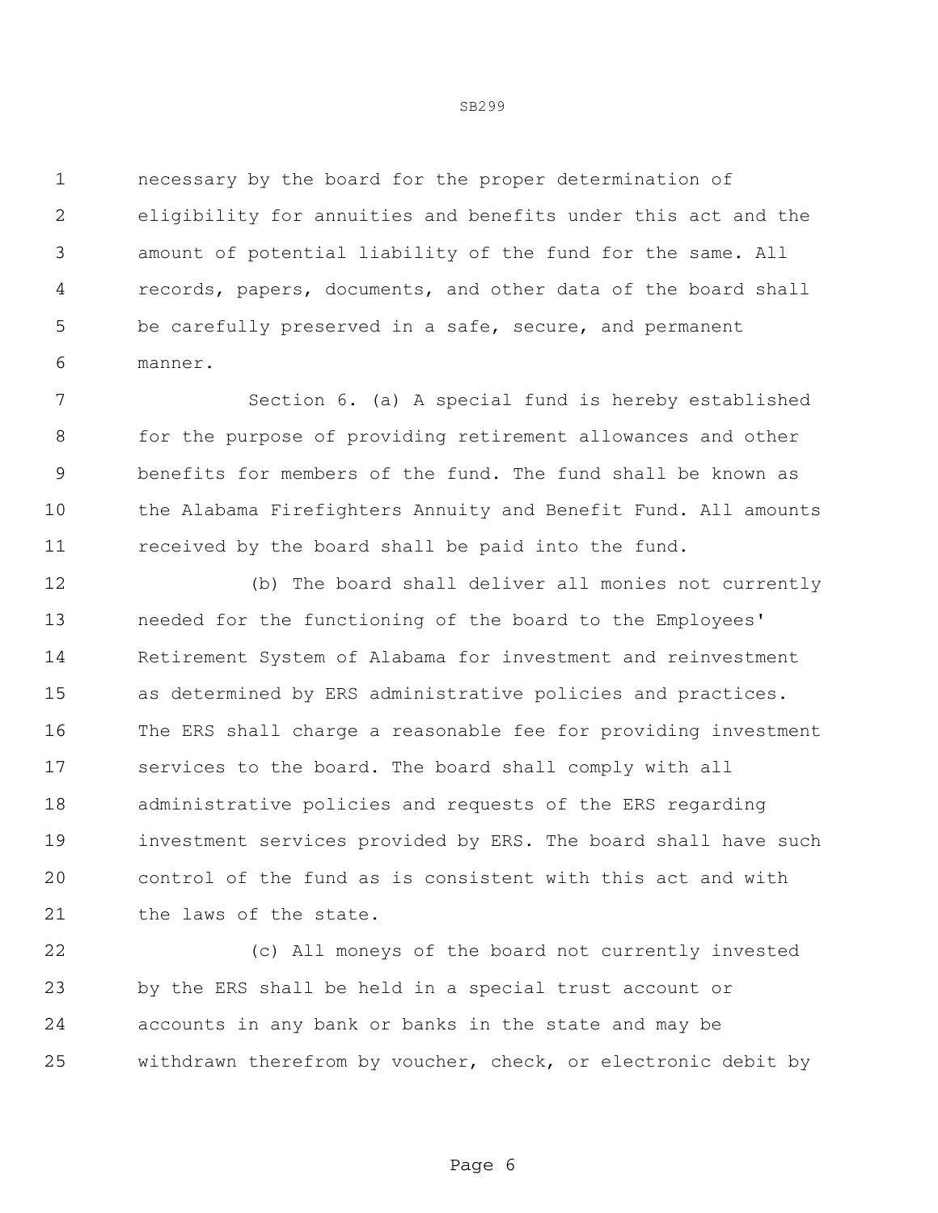necessary by the board for the proper determination of eligibility for annuities and benefits under this act and the amount of potential liability of the fund for the same. All records, papers, documents, and other data of the board shall be carefully preserved in a safe, secure, and permanent manner.

Section 6. (a) A special fund is hereby established for the purpose of providing retirement allowances and other benefits for members of the fund. The fund shall be known as the Alabama Firefighters Annuity and Benefit Fund. All amounts received by the board shall be paid into the fund.

(b) The board shall deliver all monies not currently needed for the functioning of the board to the Employees' Retirement System of Alabama for investment and reinvestment as determined by ERS administrative policies and practices. The ERS shall charge a reasonable fee for providing investment services to the board. The board shall comply with all administrative policies and requests of the ERS regarding investment services provided by ERS. The board shall have such control of the fund as is consistent with this act and with the laws of the state.

(c) All moneys of the board not currently invested by the ERS shall be held in a special trust account or accounts in any bank or banks in the state and may be withdrawn therefrom by voucher, check, or electronic debit by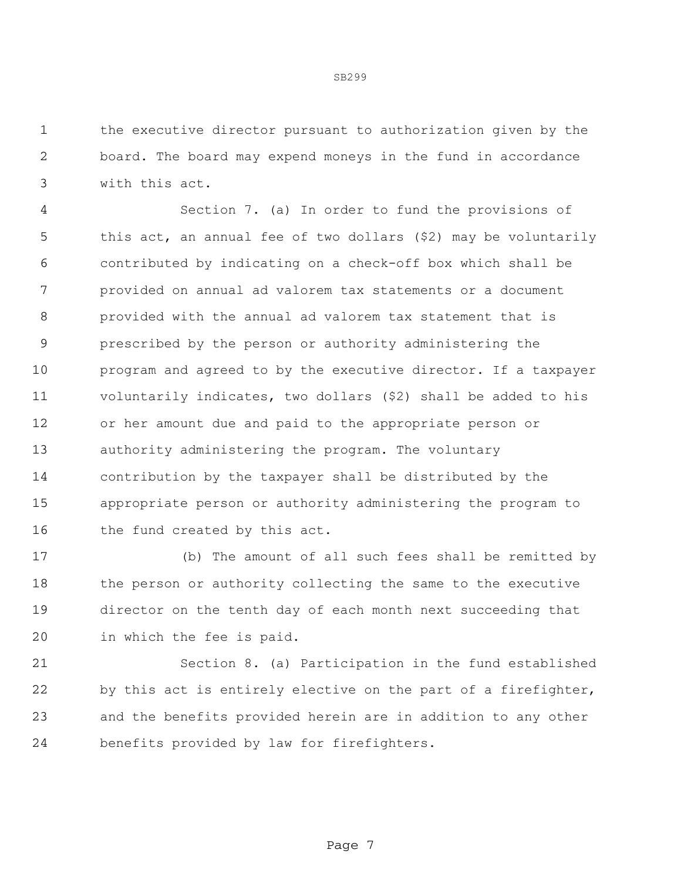the executive director pursuant to authorization given by the board. The board may expend moneys in the fund in accordance with this act.

Section 7. (a) In order to fund the provisions of this act, an annual fee of two dollars ($2) may be voluntarily contributed by indicating on a check-off box which shall be provided on annual ad valorem tax statements or a document provided with the annual ad valorem tax statement that is prescribed by the person or authority administering the program and agreed to by the executive director. If a taxpayer voluntarily indicates, two dollars ($2) shall be added to his or her amount due and paid to the appropriate person or authority administering the program. The voluntary contribution by the taxpayer shall be distributed by the appropriate person or authority administering the program to the fund created by this act.

(b) The amount of all such fees shall be remitted by the person or authority collecting the same to the executive director on the tenth day of each month next succeeding that in which the fee is paid.

Section 8. (a) Participation in the fund established by this act is entirely elective on the part of a firefighter, and the benefits provided herein are in addition to any other benefits provided by law for firefighters.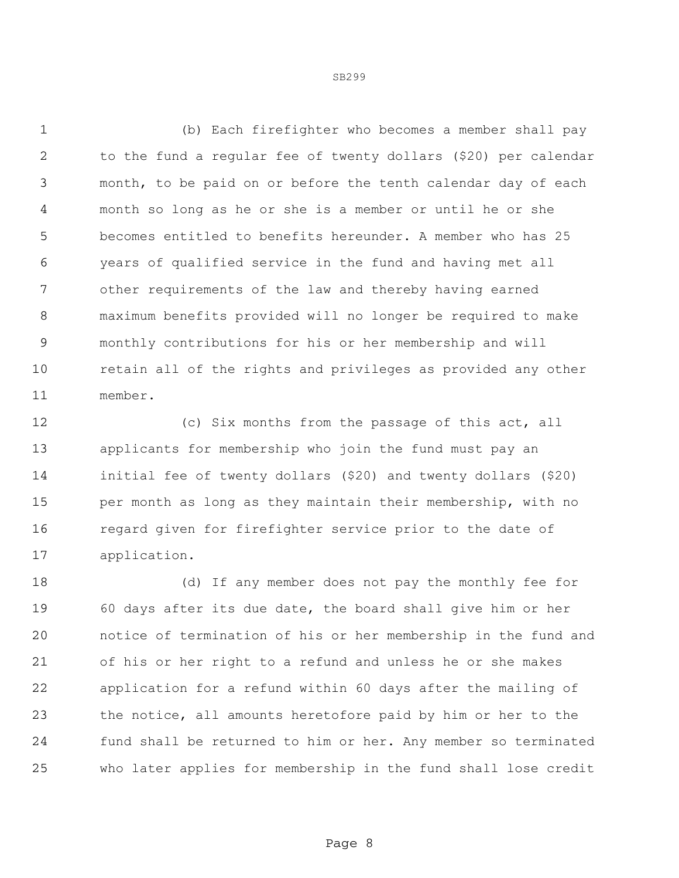(b) Each firefighter who becomes a member shall pay to the fund a regular fee of twenty dollars ($20) per calendar month, to be paid on or before the tenth calendar day of each month so long as he or she is a member or until he or she becomes entitled to benefits hereunder. A member who has 25 years of qualified service in the fund and having met all other requirements of the law and thereby having earned maximum benefits provided will no longer be required to make monthly contributions for his or her membership and will retain all of the rights and privileges as provided any other member.

(c) Six months from the passage of this act, all applicants for membership who join the fund must pay an initial fee of twenty dollars ($20) and twenty dollars ($20) per month as long as they maintain their membership, with no regard given for firefighter service prior to the date of application.

(d) If any member does not pay the monthly fee for 60 days after its due date, the board shall give him or her notice of termination of his or her membership in the fund and of his or her right to a refund and unless he or she makes application for a refund within 60 days after the mailing of the notice, all amounts heretofore paid by him or her to the fund shall be returned to him or her. Any member so terminated who later applies for membership in the fund shall lose credit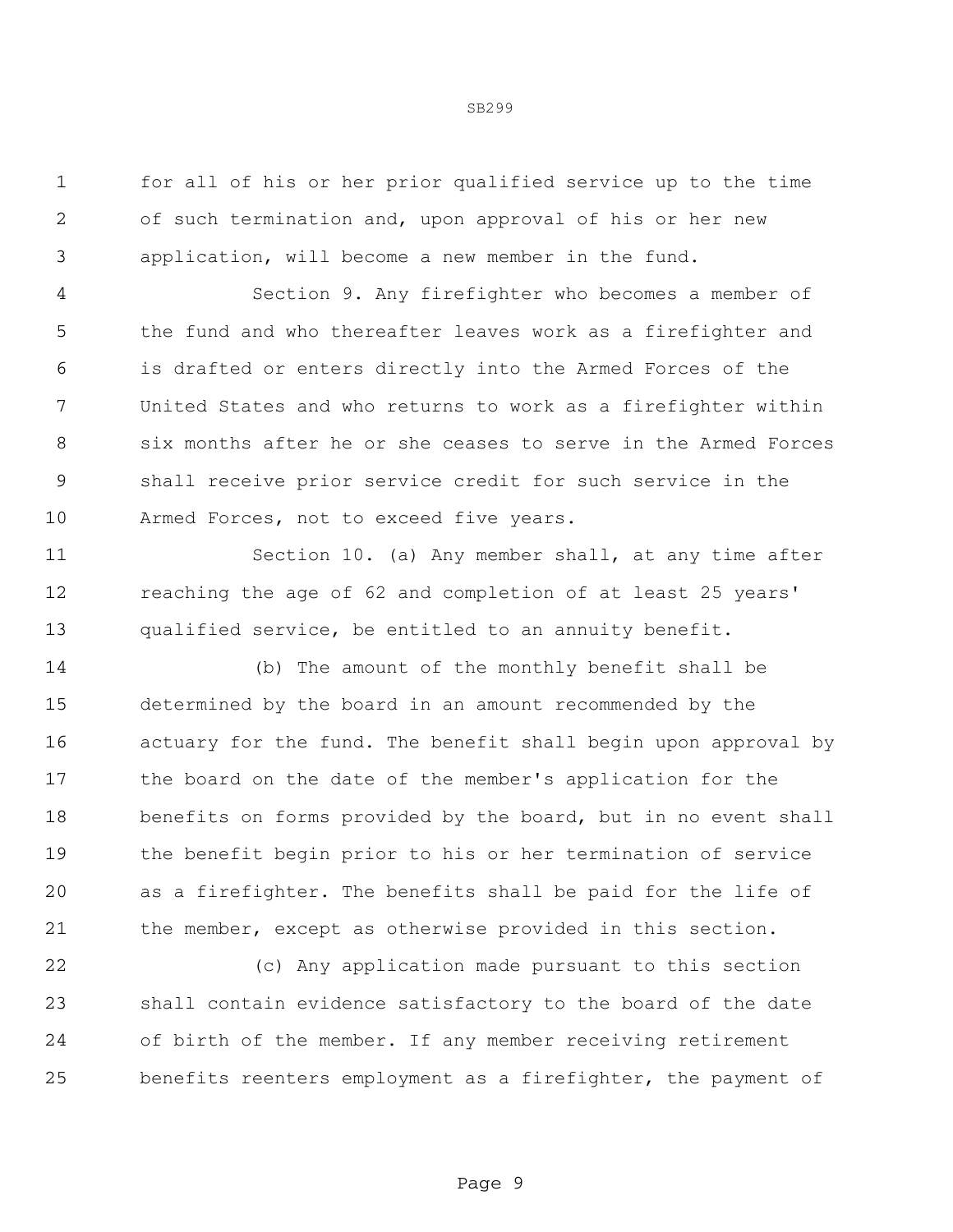for all of his or her prior qualified service up to the time of such termination and, upon approval of his or her new application, will become a new member in the fund.

Section 9. Any firefighter who becomes a member of the fund and who thereafter leaves work as a firefighter and is drafted or enters directly into the Armed Forces of the United States and who returns to work as a firefighter within six months after he or she ceases to serve in the Armed Forces shall receive prior service credit for such service in the Armed Forces, not to exceed five years.

Section 10. (a) Any member shall, at any time after reaching the age of 62 and completion of at least 25 years' qualified service, be entitled to an annuity benefit.

(b) The amount of the monthly benefit shall be determined by the board in an amount recommended by the actuary for the fund. The benefit shall begin upon approval by the board on the date of the member's application for the benefits on forms provided by the board, but in no event shall the benefit begin prior to his or her termination of service as a firefighter. The benefits shall be paid for the life of the member, except as otherwise provided in this section.

(c) Any application made pursuant to this section shall contain evidence satisfactory to the board of the date of birth of the member. If any member receiving retirement benefits reenters employment as a firefighter, the payment of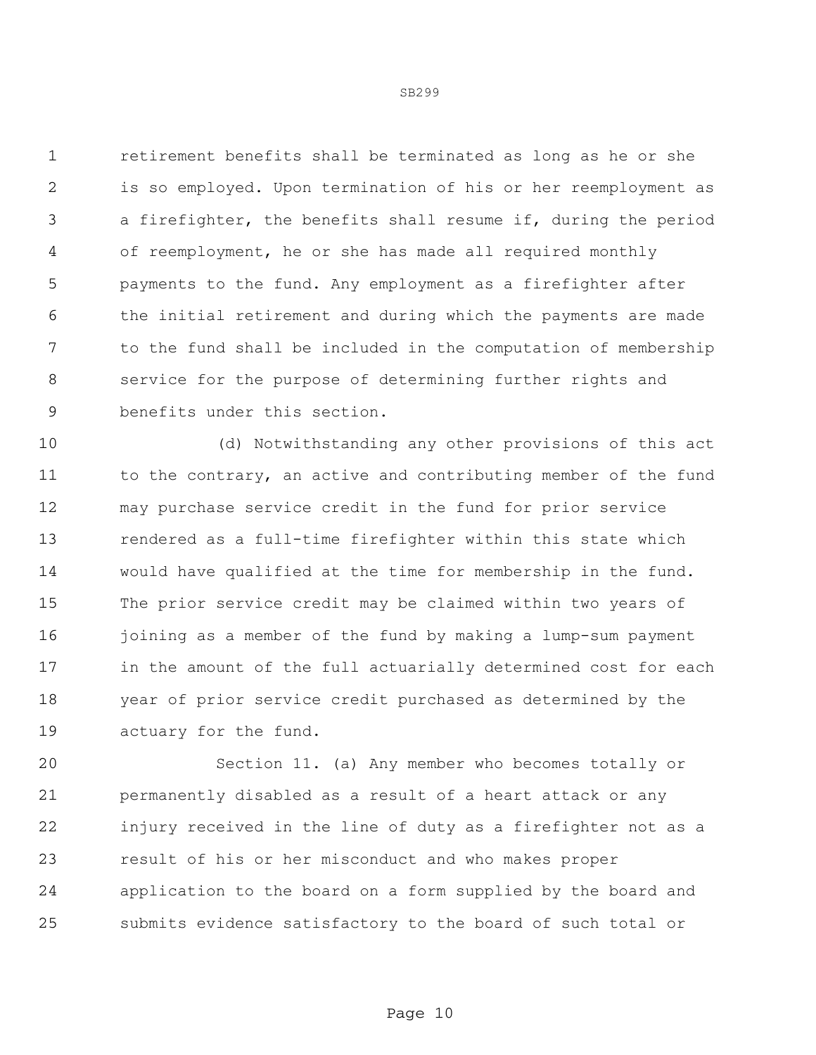retirement benefits shall be terminated as long as he or she is so employed. Upon termination of his or her reemployment as a firefighter, the benefits shall resume if, during the period of reemployment, he or she has made all required monthly payments to the fund. Any employment as a firefighter after the initial retirement and during which the payments are made to the fund shall be included in the computation of membership service for the purpose of determining further rights and benefits under this section.

(d) Notwithstanding any other provisions of this act to the contrary, an active and contributing member of the fund may purchase service credit in the fund for prior service rendered as a full-time firefighter within this state which would have qualified at the time for membership in the fund. The prior service credit may be claimed within two years of joining as a member of the fund by making a lump-sum payment in the amount of the full actuarially determined cost for each year of prior service credit purchased as determined by the actuary for the fund.

Section 11. (a) Any member who becomes totally or permanently disabled as a result of a heart attack or any injury received in the line of duty as a firefighter not as a result of his or her misconduct and who makes proper application to the board on a form supplied by the board and submits evidence satisfactory to the board of such total or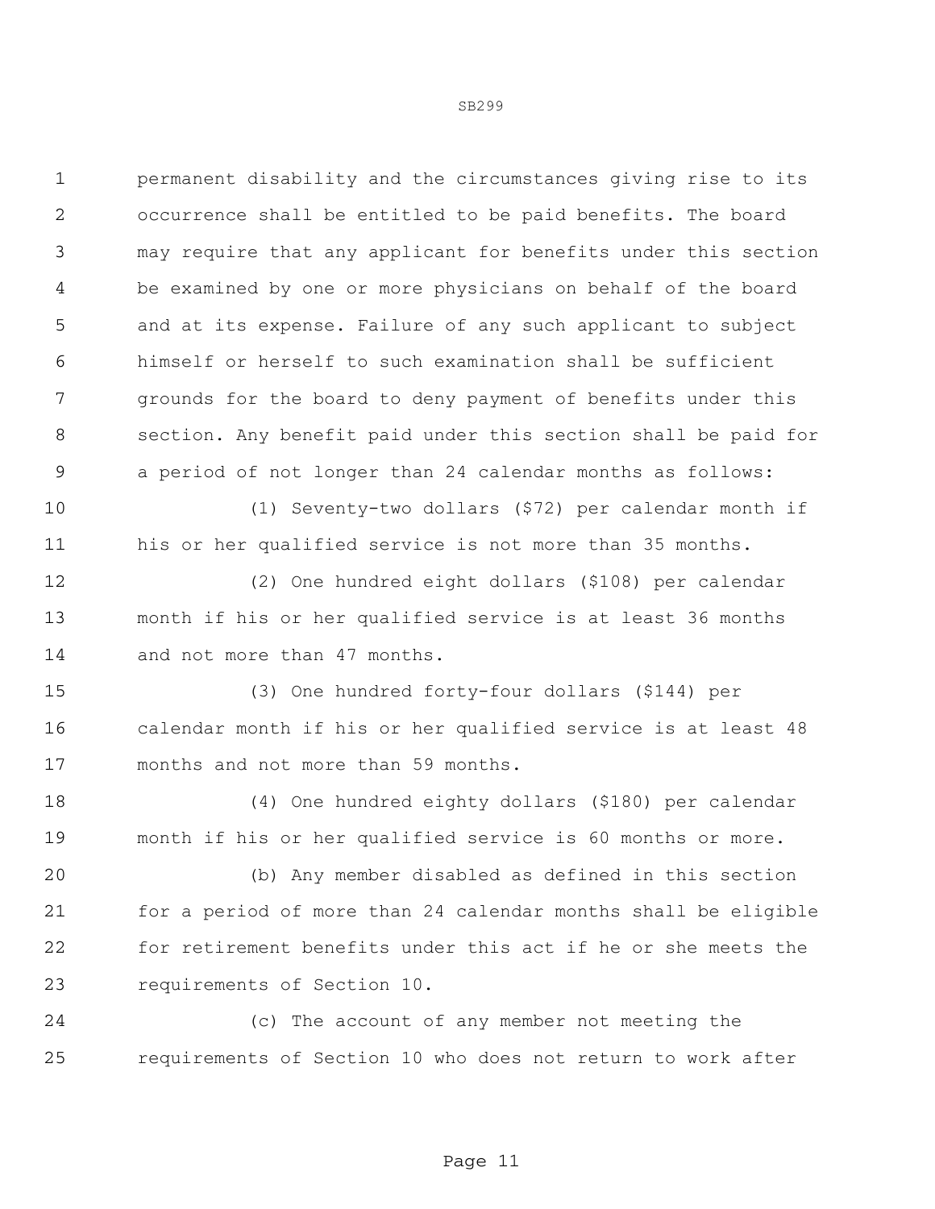permanent disability and the circumstances giving rise to its occurrence shall be entitled to be paid benefits. The board may require that any applicant for benefits under this section be examined by one or more physicians on behalf of the board and at its expense. Failure of any such applicant to subject himself or herself to such examination shall be sufficient grounds for the board to deny payment of benefits under this section. Any benefit paid under this section shall be paid for a period of not longer than 24 calendar months as follows:

(1) Seventy-two dollars ($72) per calendar month if his or her qualified service is not more than 35 months.

(2) One hundred eight dollars ($108) per calendar month if his or her qualified service is at least 36 months and not more than 47 months.

(3) One hundred forty-four dollars ($144) per calendar month if his or her qualified service is at least 48 months and not more than 59 months.

(4) One hundred eighty dollars ($180) per calendar month if his or her qualified service is 60 months or more.

(b) Any member disabled as defined in this section for a period of more than 24 calendar months shall be eligible for retirement benefits under this act if he or she meets the requirements of Section 10.

(c) The account of any member not meeting the requirements of Section 10 who does not return to work after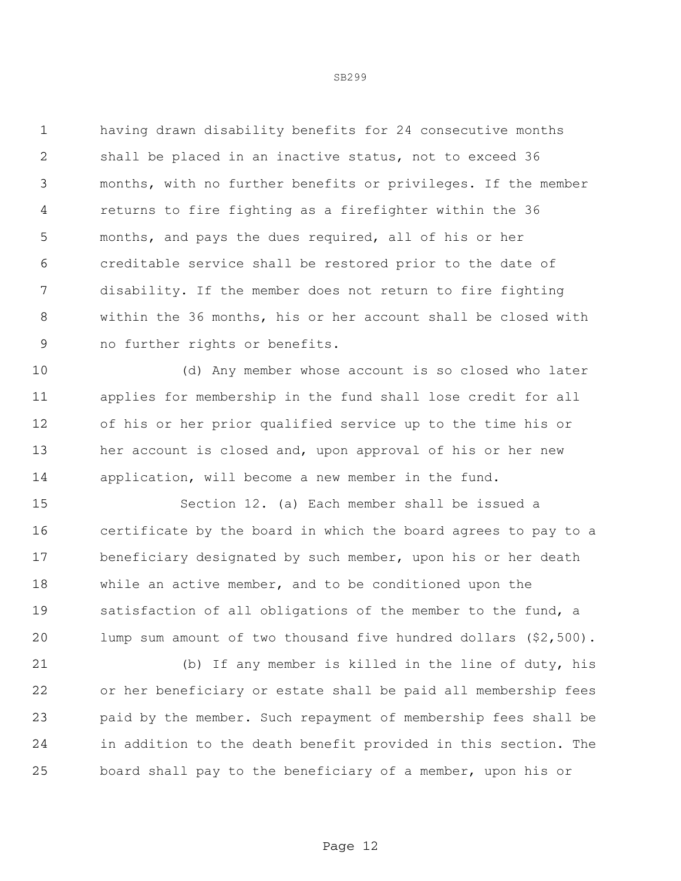having drawn disability benefits for 24 consecutive months shall be placed in an inactive status, not to exceed 36 months, with no further benefits or privileges. If the member returns to fire fighting as a firefighter within the 36 months, and pays the dues required, all of his or her creditable service shall be restored prior to the date of disability. If the member does not return to fire fighting within the 36 months, his or her account shall be closed with no further rights or benefits.

(d) Any member whose account is so closed who later applies for membership in the fund shall lose credit for all of his or her prior qualified service up to the time his or her account is closed and, upon approval of his or her new application, will become a new member in the fund.

Section 12. (a) Each member shall be issued a certificate by the board in which the board agrees to pay to a beneficiary designated by such member, upon his or her death while an active member, and to be conditioned upon the satisfaction of all obligations of the member to the fund, a lump sum amount of two thousand five hundred dollars ($2,500).

(b) If any member is killed in the line of duty, his or her beneficiary or estate shall be paid all membership fees paid by the member. Such repayment of membership fees shall be in addition to the death benefit provided in this section. The board shall pay to the beneficiary of a member, upon his or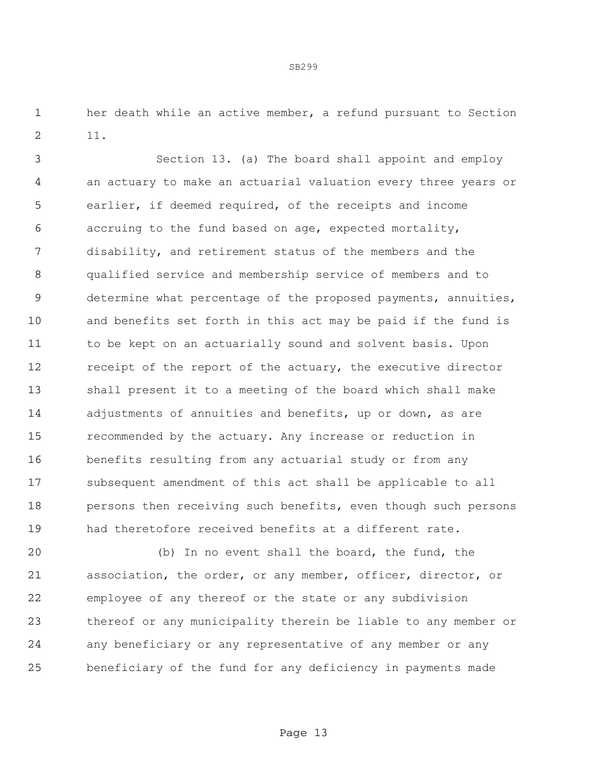her death while an active member, a refund pursuant to Section 11.

Section 13. (a) The board shall appoint and employ an actuary to make an actuarial valuation every three years or earlier, if deemed required, of the receipts and income accruing to the fund based on age, expected mortality, disability, and retirement status of the members and the qualified service and membership service of members and to determine what percentage of the proposed payments, annuities, and benefits set forth in this act may be paid if the fund is to be kept on an actuarially sound and solvent basis. Upon receipt of the report of the actuary, the executive director shall present it to a meeting of the board which shall make adjustments of annuities and benefits, up or down, as are recommended by the actuary. Any increase or reduction in benefits resulting from any actuarial study or from any subsequent amendment of this act shall be applicable to all persons then receiving such benefits, even though such persons had theretofore received benefits at a different rate.

(b) In no event shall the board, the fund, the association, the order, or any member, officer, director, or employee of any thereof or the state or any subdivision thereof or any municipality therein be liable to any member or any beneficiary or any representative of any member or any beneficiary of the fund for any deficiency in payments made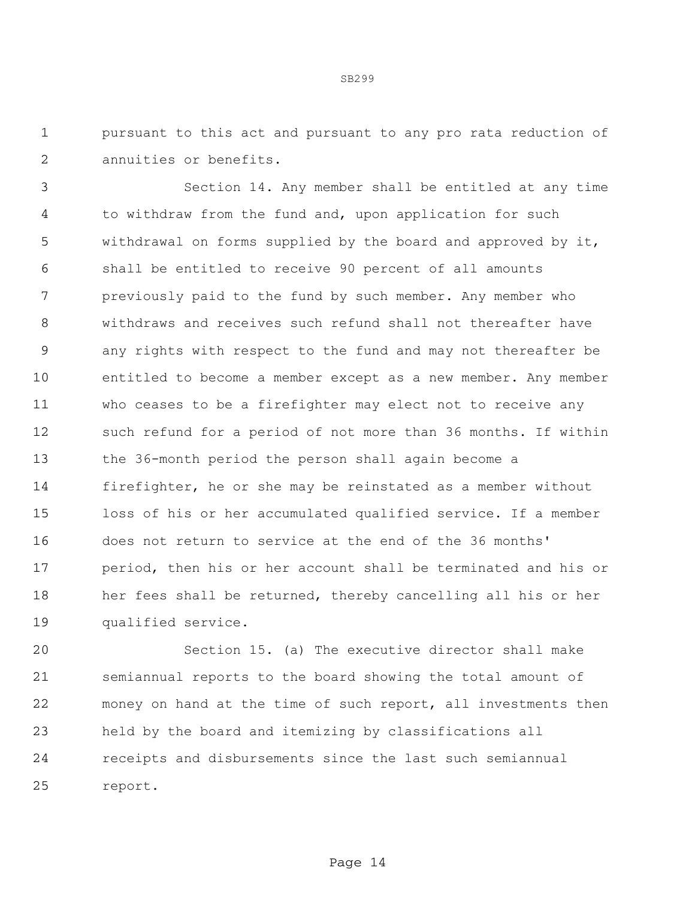pursuant to this act and pursuant to any pro rata reduction of annuities or benefits.

Section 14. Any member shall be entitled at any time to withdraw from the fund and, upon application for such withdrawal on forms supplied by the board and approved by it, shall be entitled to receive 90 percent of all amounts previously paid to the fund by such member. Any member who withdraws and receives such refund shall not thereafter have any rights with respect to the fund and may not thereafter be entitled to become a member except as a new member. Any member who ceases to be a firefighter may elect not to receive any such refund for a period of not more than 36 months. If within the 36-month period the person shall again become a firefighter, he or she may be reinstated as a member without loss of his or her accumulated qualified service. If a member does not return to service at the end of the 36 months' period, then his or her account shall be terminated and his or her fees shall be returned, thereby cancelling all his or her qualified service.

Section 15. (a) The executive director shall make semiannual reports to the board showing the total amount of money on hand at the time of such report, all investments then held by the board and itemizing by classifications all receipts and disbursements since the last such semiannual report.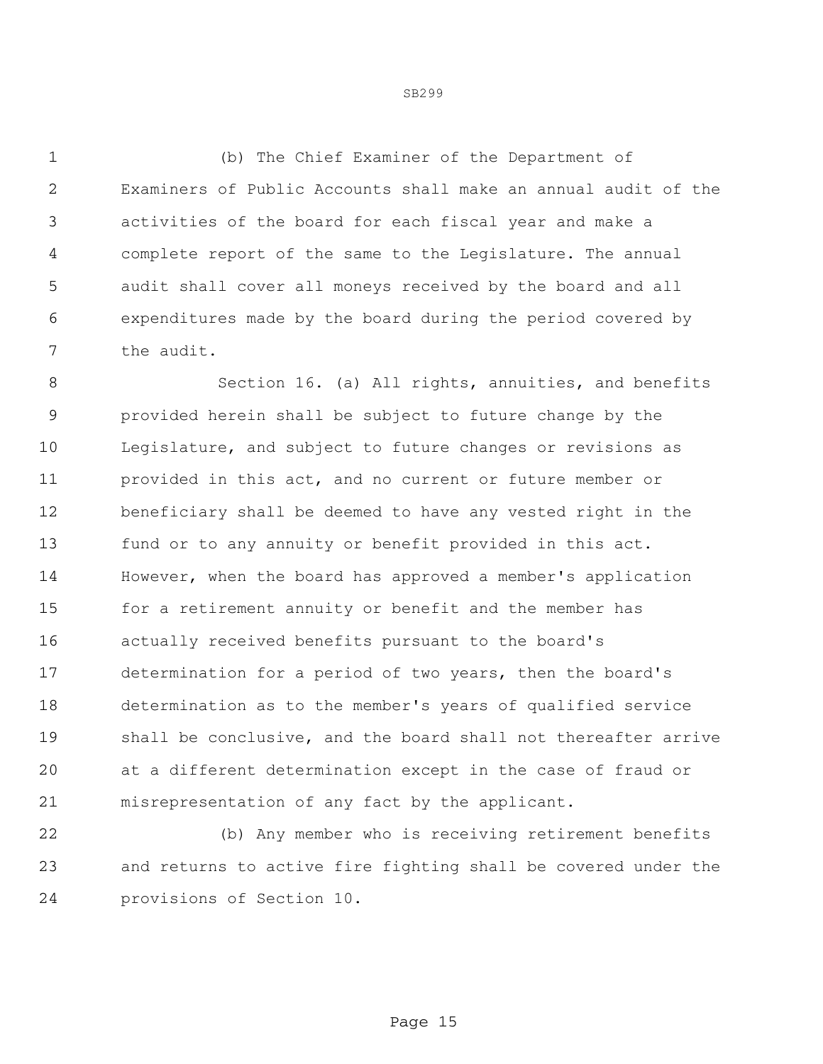(b) The Chief Examiner of the Department of Examiners of Public Accounts shall make an annual audit of the activities of the board for each fiscal year and make a complete report of the same to the Legislature. The annual audit shall cover all moneys received by the board and all expenditures made by the board during the period covered by the audit.

Section 16. (a) All rights, annuities, and benefits provided herein shall be subject to future change by the Legislature, and subject to future changes or revisions as provided in this act, and no current or future member or beneficiary shall be deemed to have any vested right in the fund or to any annuity or benefit provided in this act. However, when the board has approved a member's application for a retirement annuity or benefit and the member has actually received benefits pursuant to the board's determination for a period of two years, then the board's determination as to the member's years of qualified service shall be conclusive, and the board shall not thereafter arrive at a different determination except in the case of fraud or misrepresentation of any fact by the applicant.

(b) Any member who is receiving retirement benefits and returns to active fire fighting shall be covered under the provisions of Section 10.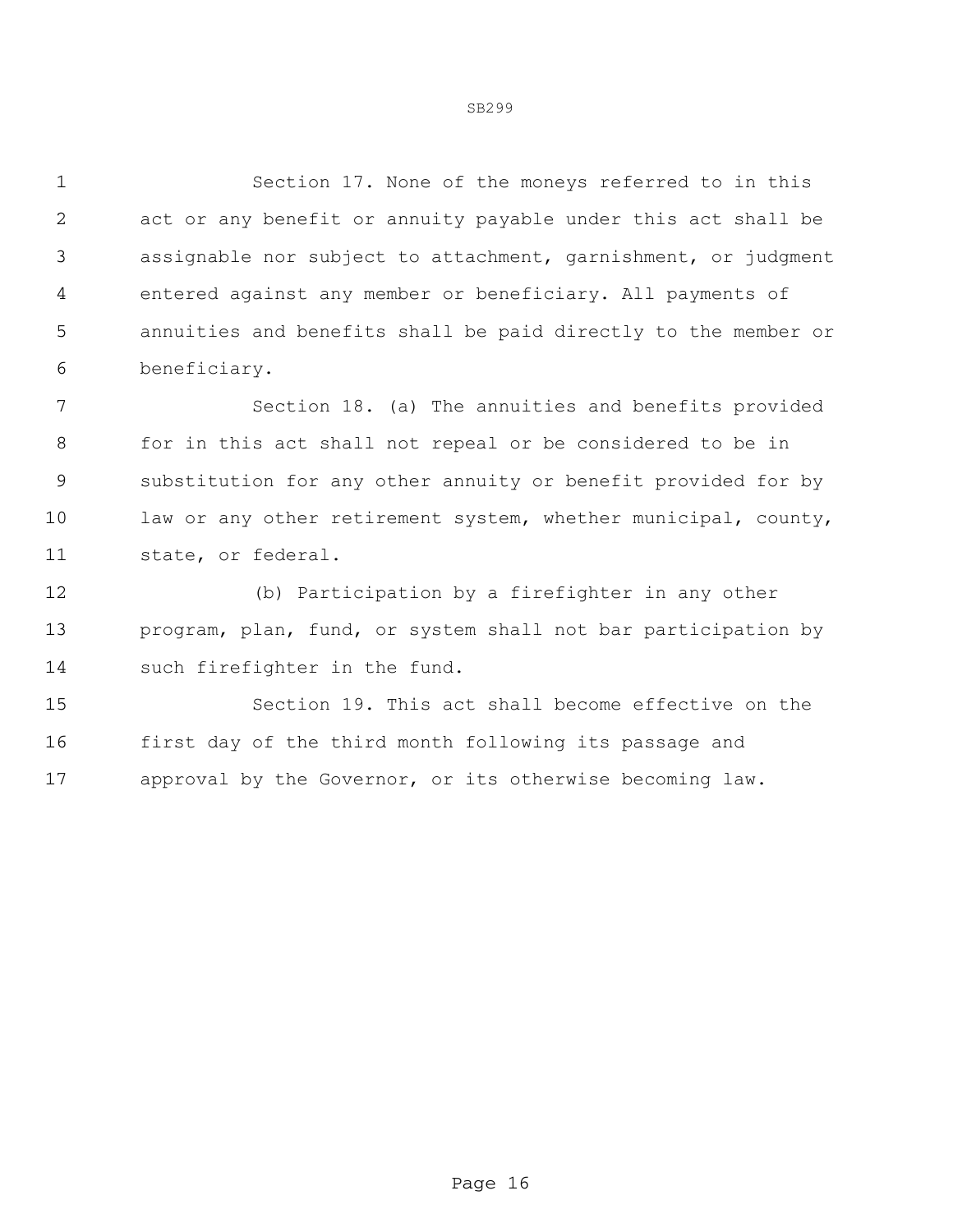Section 17. None of the moneys referred to in this act or any benefit or annuity payable under this act shall be assignable nor subject to attachment, garnishment, or judgment entered against any member or beneficiary. All payments of annuities and benefits shall be paid directly to the member or beneficiary.

Section 18. (a) The annuities and benefits provided for in this act shall not repeal or be considered to be in substitution for any other annuity or benefit provided for by law or any other retirement system, whether municipal, county, state, or federal.

(b) Participation by a firefighter in any other program, plan, fund, or system shall not bar participation by such firefighter in the fund.

Section 19. This act shall become effective on the first day of the third month following its passage and approval by the Governor, or its otherwise becoming law.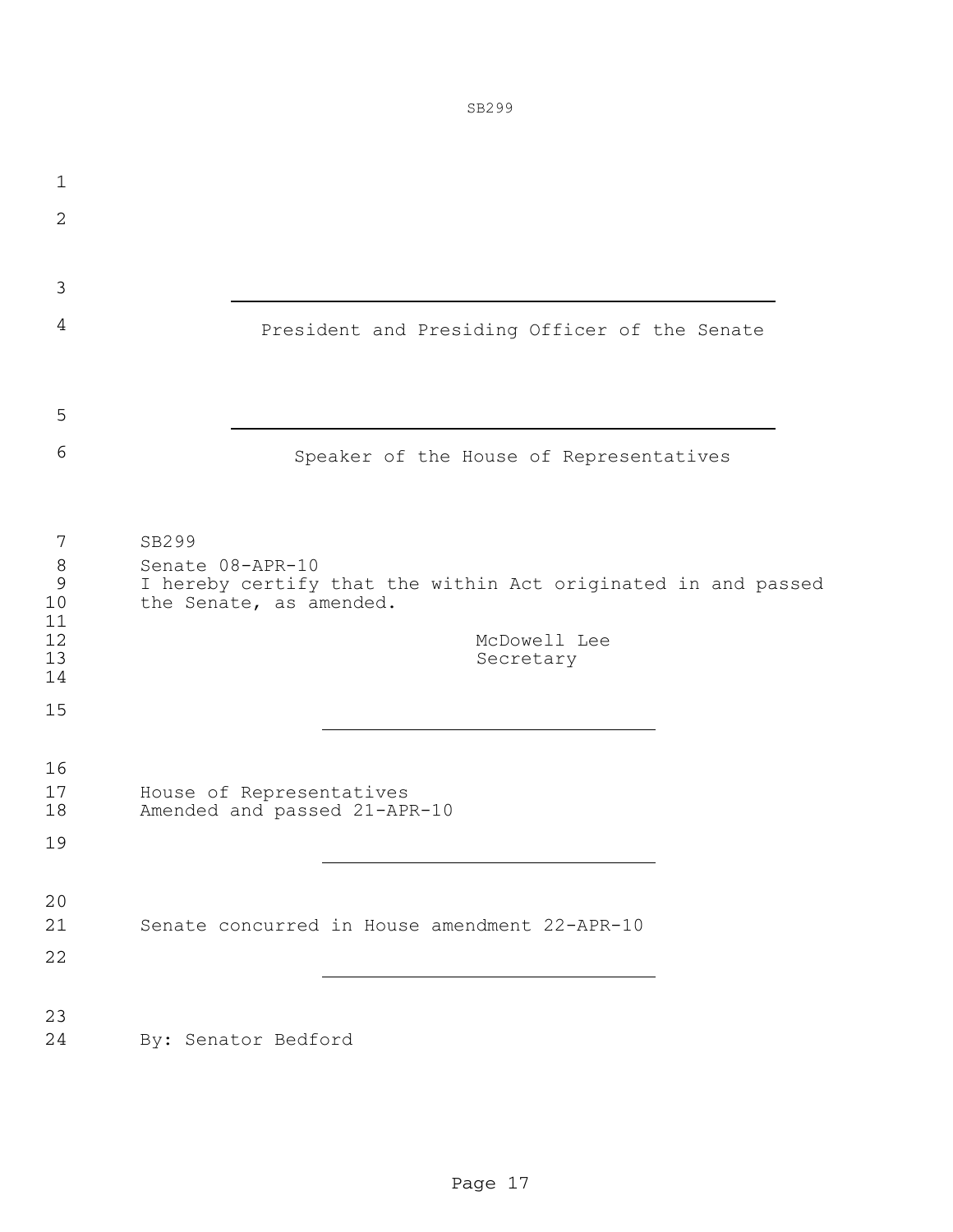______________________________

President and Presiding Officer of the Senate

______________________________

Speaker of the House of Representatives

SB299
Senate 08-APR-10
I hereby certify that the within Act originated in and passed the Senate, as amended.

McDowell Lee
Secretary

______________________________

House of Representatives
Amended and passed 21-APR-10

______________________________

Senate concurred in House amendment 22-APR-10

______________________________

By: Senator Bedford